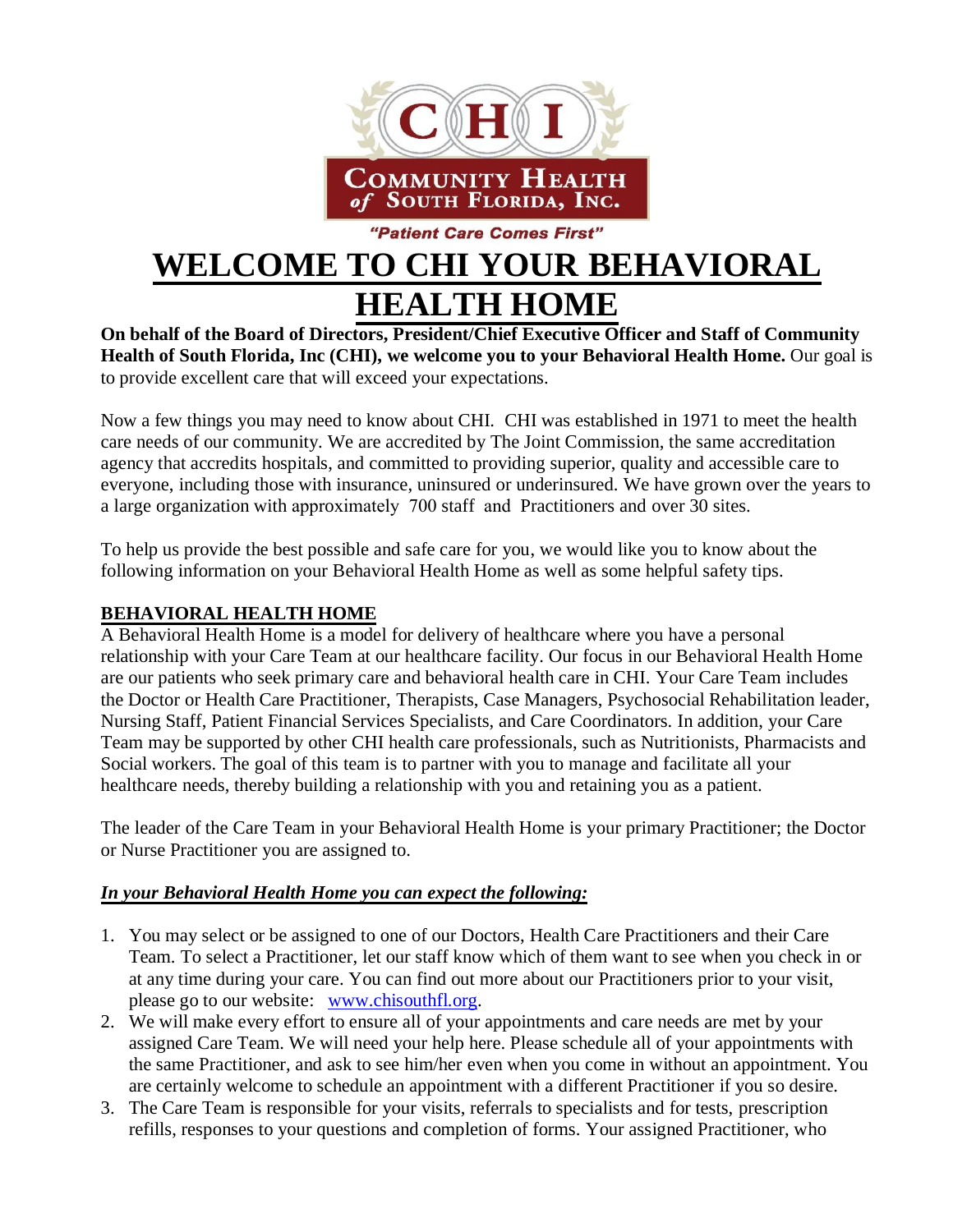**COMMUNITY HEALTH of SOUTH FLORIDA, INC.**

*"Patient Care Comes First"*

# WELCOME TO CHI YOUR BEHAVIORAL HEALTH HOME

**On behalf of the Board of Directors, President/Chief Executive Officer and Staff of Community Health of South Florida, Inc (CHI), we welcome you to your Behavioral Health Home.** Our goal is to provide excellent care that will exceed your expectations.

Now a few things you may need to know about CHI. CHI was established in 1971 to meet the health care needs of our community. We are accredited by The Joint Commission, the same accreditation agency that accredits hospitals, and committed to providing superior, quality and accessible care to everyone, including those with insurance, uninsured or underinsured. We have grown over the years to a large organization with approximately 700 staff and Practitioners and over 30 sites.

To help us provide the best possible and safe care for you, we would like you to know about the following information on your Behavioral Health Home as well as some helpful safety tips.

## BEHAVIORAL HEALTH HOME

A Behavioral Health Home is a model for delivery of healthcare where you have a personal relationship with your Care Team at our healthcare facility. Our focus in our Behavioral Health Home are our patients who seek primary care and behavioral health care in CHI. Your Care Team includes the Doctor or Health Care Practitioner, Therapists, Case Managers, Psychosocial Rehabilitation leader, Nursing Staff, Patient Financial Services Specialists, and Care Coordinators. In addition, your Care Team may be supported by other CHI health care professionals, such as Nutritionists, Pharmacists and Social workers. The goal of this team is to partner with you to manage and facilitate all your healthcare needs, thereby building a relationship with you and retaining you as a patient.

The leader of the Care Team in your Behavioral Health Home is your primary Practitioner; the Doctor or Nurse Practitioner you are assigned to.

***In your Behavioral Health Home you can expect the following:***

1. You may select or be assigned to one of our Doctors, Health Care Practitioners and their Care Team. To select a Practitioner, let our staff know which of them want to see when you check in or at any time during your care. You can find out more about our Practitioners prior to your visit, please go to our website: www.chisouthfl.org.
2. We will make every effort to ensure all of your appointments and care needs are met by your assigned Care Team. We will need your help here. Please schedule all of your appointments with the same Practitioner, and ask to see him/her even when you come in without an appointment. You are certainly welcome to schedule an appointment with a different Practitioner if you so desire.
3. The Care Team is responsible for your visits, referrals to specialists and for tests, prescription refills, responses to your questions and completion of forms. Your assigned Practitioner, who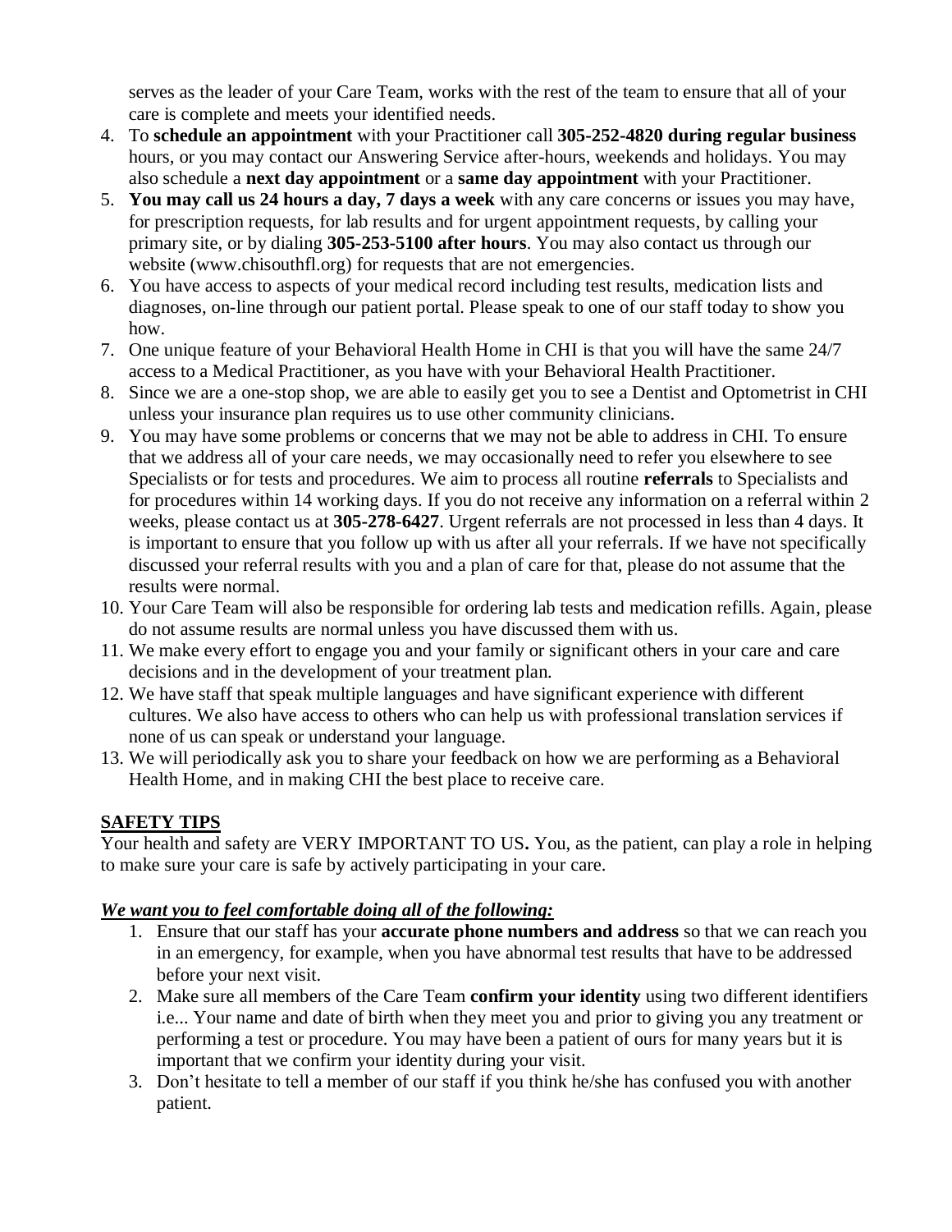serves as the leader of your Care Team, works with the rest of the team to ensure that all of your care is complete and meets your identified needs.

4. To **schedule an appointment** with your Practitioner call **305-252-4820 during regular business** hours, or you may contact our Answering Service after-hours, weekends and holidays. You may also schedule a **next day appointment** or a **same day appointment** with your Practitioner.
5. **You may call us 24 hours a day, 7 days a week** with any care concerns or issues you may have, for prescription requests, for lab results and for urgent appointment requests, by calling your primary site, or by dialing **305-253-5100 after hours**. You may also contact us through our website (www.chisouthfl.org) for requests that are not emergencies.
6. You have access to aspects of your medical record including test results, medication lists and diagnoses, on-line through our patient portal. Please speak to one of our staff today to show you how.
7. One unique feature of your Behavioral Health Home in CHI is that you will have the same 24/7 access to a Medical Practitioner, as you have with your Behavioral Health Practitioner.
8. Since we are a one-stop shop, we are able to easily get you to see a Dentist and Optometrist in CHI unless your insurance plan requires us to use other community clinicians.
9. You may have some problems or concerns that we may not be able to address in CHI. To ensure that we address all of your care needs, we may occasionally need to refer you elsewhere to see Specialists or for tests and procedures. We aim to process all routine **referrals** to Specialists and for procedures within 14 working days. If you do not receive any information on a referral within 2 weeks, please contact us at **305-278-6427**. Urgent referrals are not processed in less than 4 days. It is important to ensure that you follow up with us after all your referrals. If we have not specifically discussed your referral results with you and a plan of care for that, please do not assume that the results were normal.
10. Your Care Team will also be responsible for ordering lab tests and medication refills. Again, please do not assume results are normal unless you have discussed them with us.
11. We make every effort to engage you and your family or significant others in your care and care decisions and in the development of your treatment plan.
12. We have staff that speak multiple languages and have significant experience with different cultures. We also have access to others who can help us with professional translation services if none of us can speak or understand your language.
13. We will periodically ask you to share your feedback on how we are performing as a Behavioral Health Home, and in making CHI the best place to receive care.

## SAFETY TIPS

Your health and safety are VERY IMPORTANT TO US**.** You, as the patient, can play a role in helping to make sure your care is safe by actively participating in your care.

***We want you to feel comfortable doing all of the following:***

1. Ensure that our staff has your **accurate phone numbers and address** so that we can reach you in an emergency, for example, when you have abnormal test results that have to be addressed before your next visit.
2. Make sure all members of the Care Team **confirm your identity** using two different identifiers i.e... Your name and date of birth when they meet you and prior to giving you any treatment or performing a test or procedure. You may have been a patient of ours for many years but it is important that we confirm your identity during your visit.
3. Don't hesitate to tell a member of our staff if you think he/she has confused you with another patient.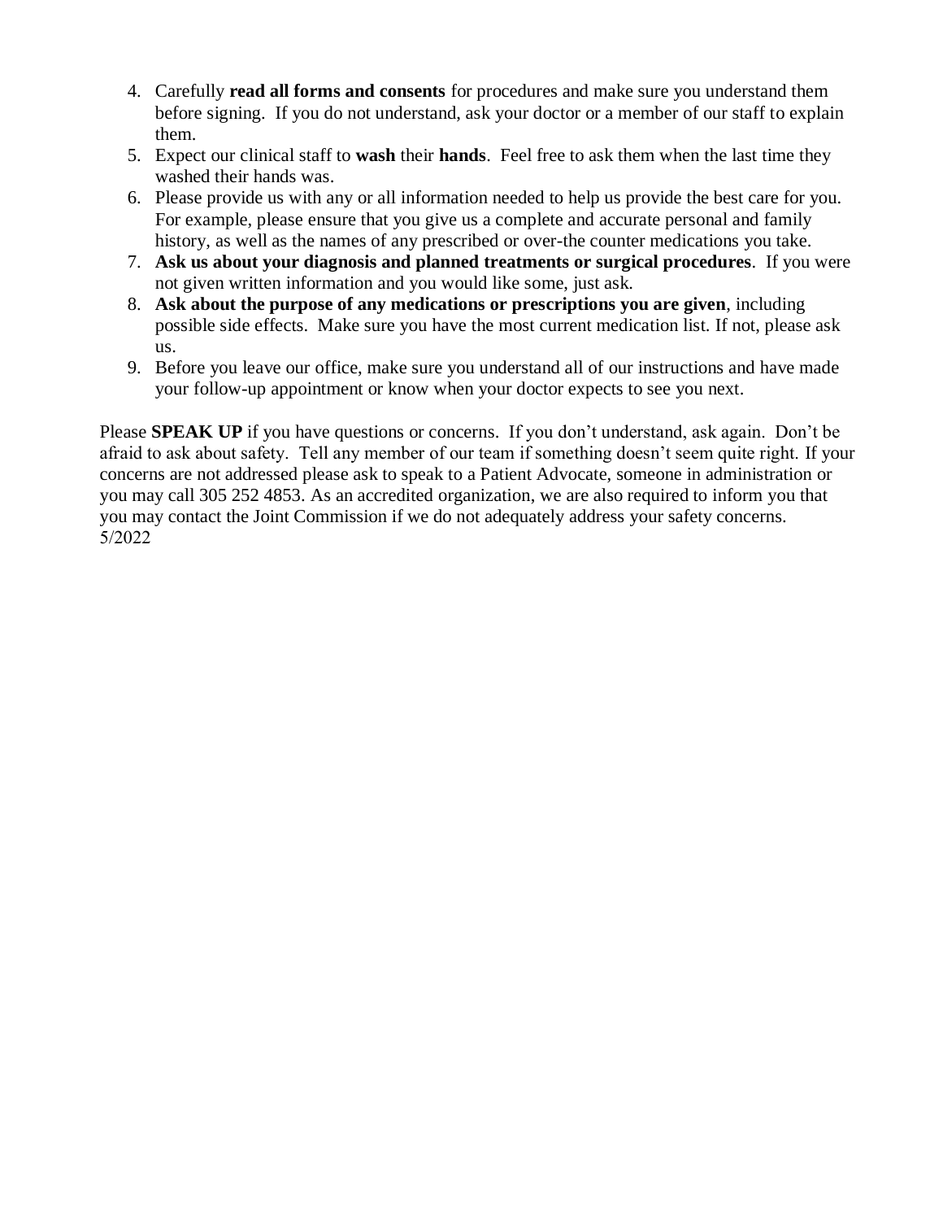4. Carefully **read all forms and consents** for procedures and make sure you understand them before signing. If you do not understand, ask your doctor or a member of our staff to explain them.
5. Expect our clinical staff to **wash** their **hands**. Feel free to ask them when the last time they washed their hands was.
6. Please provide us with any or all information needed to help us provide the best care for you. For example, please ensure that you give us a complete and accurate personal and family history, as well as the names of any prescribed or over-the counter medications you take.
7. **Ask us about your diagnosis and planned treatments or surgical procedures**. If you were not given written information and you would like some, just ask.
8. **Ask about the purpose of any medications or prescriptions you are given**, including possible side effects. Make sure you have the most current medication list. If not, please ask us.
9. Before you leave our office, make sure you understand all of our instructions and have made your follow-up appointment or know when your doctor expects to see you next.

Please **SPEAK UP** if you have questions or concerns. If you don't understand, ask again. Don't be afraid to ask about safety. Tell any member of our team if something doesn't seem quite right. If your concerns are not addressed please ask to speak to a Patient Advocate, someone in administration or you may call 305 252 4853. As an accredited organization, we are also required to inform you that you may contact the Joint Commission if we do not adequately address your safety concerns.
5/2022